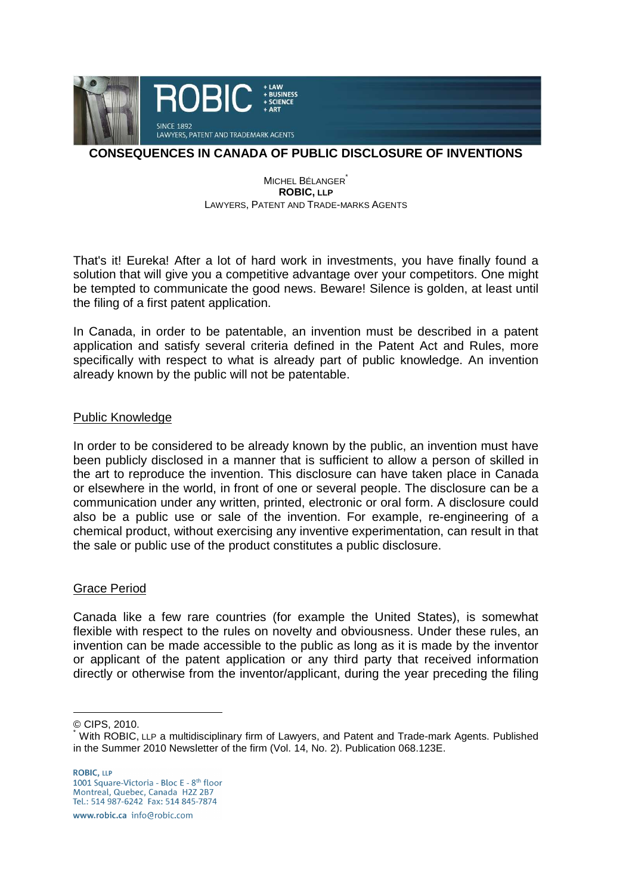# CONSEQUENCES IN CANADA OF PUBLIC DISCLOSURE OF INVENTIONS

MICHEL BÉLANGER[*]
**ROBIC, LLP**
LAWYERS, PATENT AND TRADE-MARKS AGENTS

That's it! Eureka! After a lot of hard work in investments, you have finally found a solution that will give you a competitive advantage over your competitors. One might be tempted to communicate the good news. Beware! Silence is golden, at least until the filing of a first patent application.

In Canada, in order to be patentable, an invention must be described in a patent application and satisfy several criteria defined in the Patent Act and Rules, more specifically with respect to what is already part of public knowledge. An invention already known by the public will not be patentable.

## Public Knowledge

In order to be considered to be already known by the public, an invention must have been publicly disclosed in a manner that is sufficient to allow a person of skilled in the art to reproduce the invention. This disclosure can have taken place in Canada or elsewhere in the world, in front of one or several people. The disclosure can be a communication under any written, printed, electronic or oral form. A disclosure could also be a public use or sale of the invention. For example, re-engineering of a chemical product, without exercising any inventive experimentation, can result in that the sale or public use of the product constitutes a public disclosure.

## Grace Period

Canada like a few rare countries (for example the United States), is somewhat flexible with respect to the rules on novelty and obviousness. Under these rules, an invention can be made accessible to the public as long as it is made by the inventor or applicant of the patent application or any third party that received information directly or otherwise from the inventor/applicant, during the year preceding the filing

---

© CIPS, 2010.
[*] With ROBIC, LLP a multidisciplinary firm of Lawyers, and Patent and Trade-mark Agents. Published in the Summer 2010 Newsletter of the firm (Vol. 14, No. 2). Publication 068.123E.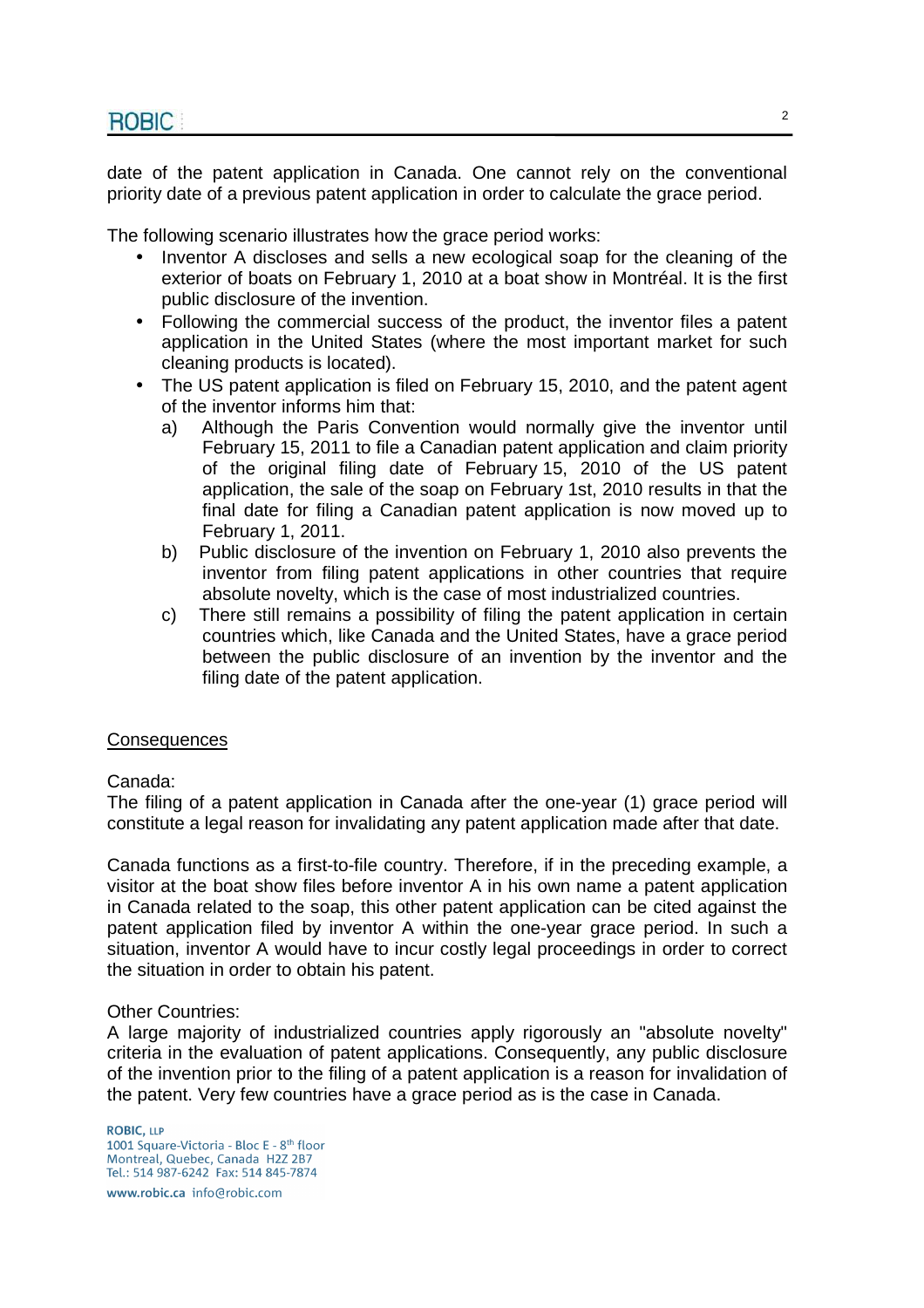date of the patent application in Canada. One cannot rely on the conventional priority date of a previous patent application in order to calculate the grace period.

The following scenario illustrates how the grace period works:

- Inventor A discloses and sells a new ecological soap for the cleaning of the exterior of boats on February 1, 2010 at a boat show in Montréal. It is the first public disclosure of the invention.
- Following the commercial success of the product, the inventor files a patent application in the United States (where the most important market for such cleaning products is located).
- The US patent application is filed on February 15, 2010, and the patent agent of the inventor informs him that:
  a) Although the Paris Convention would normally give the inventor until February 15, 2011 to file a Canadian patent application and claim priority of the original filing date of February 15, 2010 of the US patent application, the sale of the soap on February 1st, 2010 results in that the final date for filing a Canadian patent application is now moved up to February 1, 2011.
  b) Public disclosure of the invention on February 1, 2010 also prevents the inventor from filing patent applications in other countries that require absolute novelty, which is the case of most industrialized countries.
  c) There still remains a possibility of filing the patent application in certain countries which, like Canada and the United States, have a grace period between the public disclosure of an invention by the inventor and the filing date of the patent application.

<u>Consequences</u>

Canada:
The filing of a patent application in Canada after the one-year (1) grace period will constitute a legal reason for invalidating any patent application made after that date.

Canada functions as a first-to-file country. Therefore, if in the preceding example, a visitor at the boat show files before inventor A in his own name a patent application in Canada related to the soap, this other patent application can be cited against the patent application filed by inventor A within the one-year grace period. In such a situation, inventor A would have to incur costly legal proceedings in order to correct the situation in order to obtain his patent.

Other Countries:
A large majority of industrialized countries apply rigorously an "absolute novelty" criteria in the evaluation of patent applications. Consequently, any public disclosure of the invention prior to the filing of a patent application is a reason for invalidation of the patent. Very few countries have a grace period as is the case in Canada.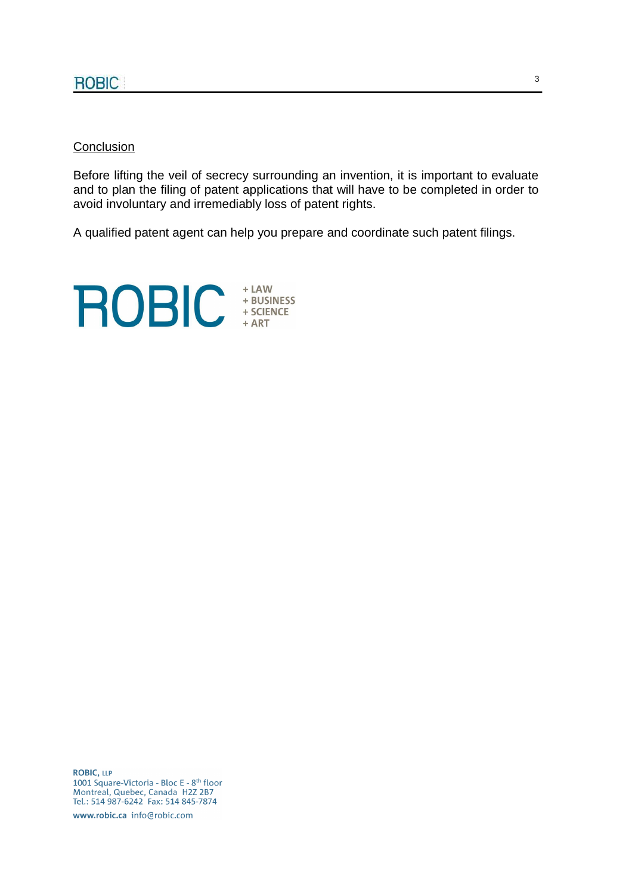Conclusion

Before lifting the veil of secrecy surrounding an invention, it is important to evaluate and to plan the filing of patent applications that will have to be completed in order to avoid involuntary and irremediably loss of patent rights.

A qualified patent agent can help you prepare and coordinate such patent filings.

ROBIC + LAW + BUSINESS + SCIENCE + ART

**ROBIC, LLP**
1001 Square-Victoria - Bloc E - 8th floor
Montreal, Quebec, Canada H2Z 2B7
Tel.: 514 987-6242 Fax: 514 845-7874

**www.robic.ca** info@robic.com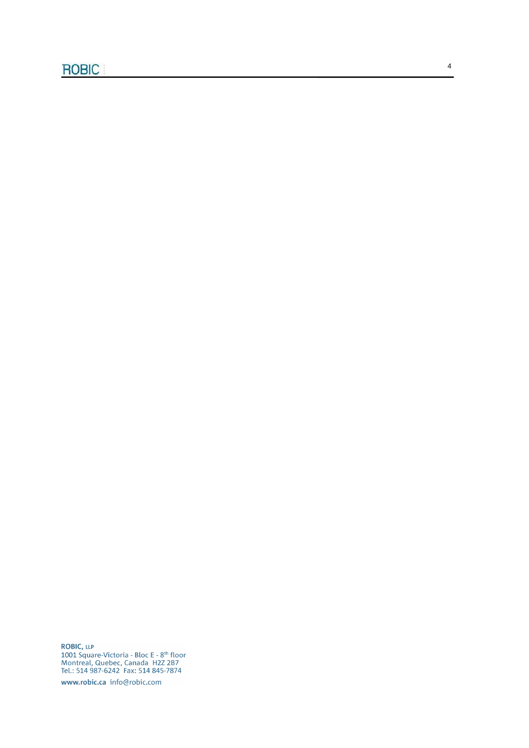**ROBIC, LLP**
1001 Square-Victoria - Bloc E - 8th floor
Montreal, Quebec, Canada H2Z 2B7
Tel.: 514 987-6242 Fax: 514 845-7874

**www.robic.ca** info@robic.com